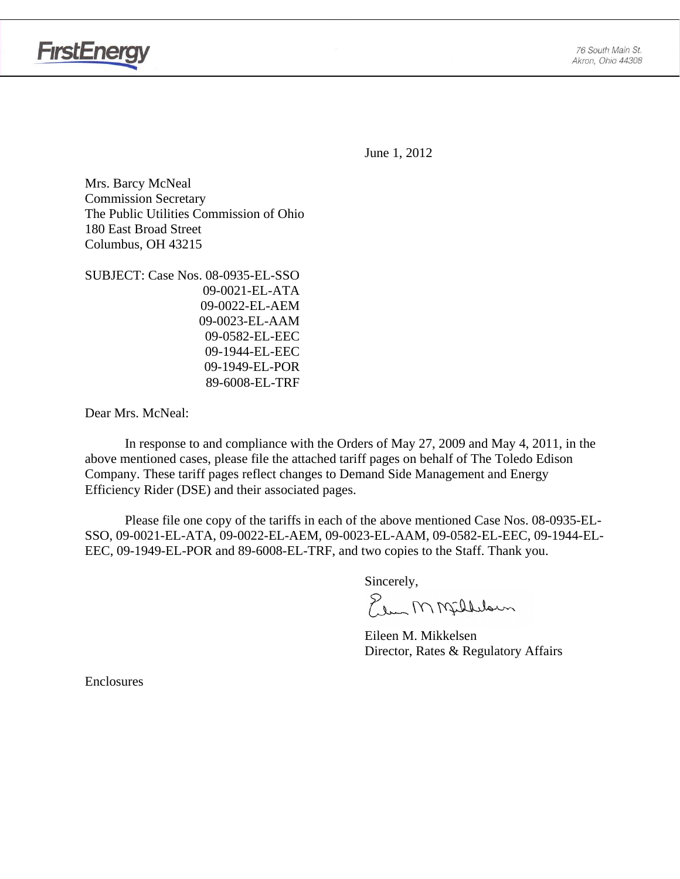FirstEnergy

76 South Main St.
Akron, Ohio 44308

June 1, 2012

Mrs. Barcy McNeal
Commission Secretary
The Public Utilities Commission of Ohio
180 East Broad Street
Columbus, OH 43215

SUBJECT: Case Nos. 08-0935-EL-SSO
09-0021-EL-ATA
09-0022-EL-AEM
09-0023-EL-AAM
09-0582-EL-EEC
09-1944-EL-EEC
09-1949-EL-POR
89-6008-EL-TRF

Dear Mrs. McNeal:

In response to and compliance with the Orders of May 27, 2009 and May 4, 2011, in the above mentioned cases, please file the attached tariff pages on behalf of The Toledo Edison Company. These tariff pages reflect changes to Demand Side Management and Energy Efficiency Rider (DSE) and their associated pages.

Please file one copy of the tariffs in each of the above mentioned Case Nos. 08-0935-EL-SSO, 09-0021-EL-ATA, 09-0022-EL-AEM, 09-0023-EL-AAM, 09-0582-EL-EEC, 09-1944-EL-EEC, 09-1949-EL-POR and 89-6008-EL-TRF, and two copies to the Staff. Thank you.

Sincerely,

Eileen M. Mikkelsen
Director, Rates & Regulatory Affairs

Enclosures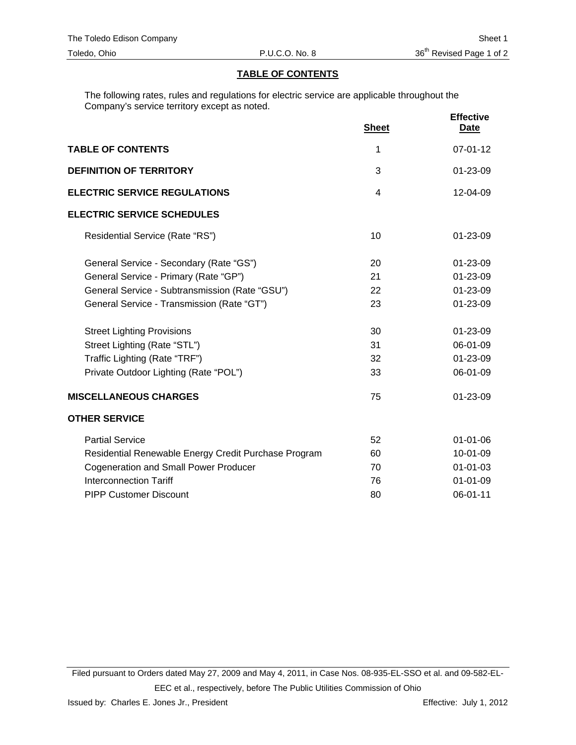## TABLE OF CONTENTS

The following rates, rules and regulations for electric service are applicable throughout the Company's service territory except as noted.

| | Sheet | Effective Date |
|---|---|---|
| **TABLE OF CONTENTS** | 1 | 07-01-12 |
| **DEFINITION OF TERRITORY** | 3 | 01-23-09 |
| **ELECTRIC SERVICE REGULATIONS** | 4 | 12-04-09 |
| **ELECTRIC SERVICE SCHEDULES** | | |
| Residential Service (Rate "RS") | 10 | 01-23-09 |
| General Service - Secondary (Rate "GS") | 20 | 01-23-09 |
| General Service - Primary (Rate "GP") | 21 | 01-23-09 |
| General Service - Subtransmission (Rate "GSU") | 22 | 01-23-09 |
| General Service - Transmission (Rate "GT") | 23 | 01-23-09 |
| Street Lighting Provisions | 30 | 01-23-09 |
| Street Lighting (Rate "STL") | 31 | 06-01-09 |
| Traffic Lighting (Rate "TRF") | 32 | 01-23-09 |
| Private Outdoor Lighting (Rate "POL") | 33 | 06-01-09 |
| **MISCELLANEOUS CHARGES** | 75 | 01-23-09 |
| **OTHER SERVICE** | | |
| Partial Service | 52 | 01-01-06 |
| Residential Renewable Energy Credit Purchase Program | 60 | 10-01-09 |
| Cogeneration and Small Power Producer | 70 | 01-01-03 |
| Interconnection Tariff | 76 | 01-01-09 |
| PIPP Customer Discount | 80 | 06-01-11 |

Filed pursuant to Orders dated May 27, 2009 and May 4, 2011, in Case Nos. 08-935-EL-SSO et al. and 09-582-EL-EEC et al., respectively, before The Public Utilities Commission of Ohio

Issued by: Charles E. Jones Jr., President

Effective: July 1, 2012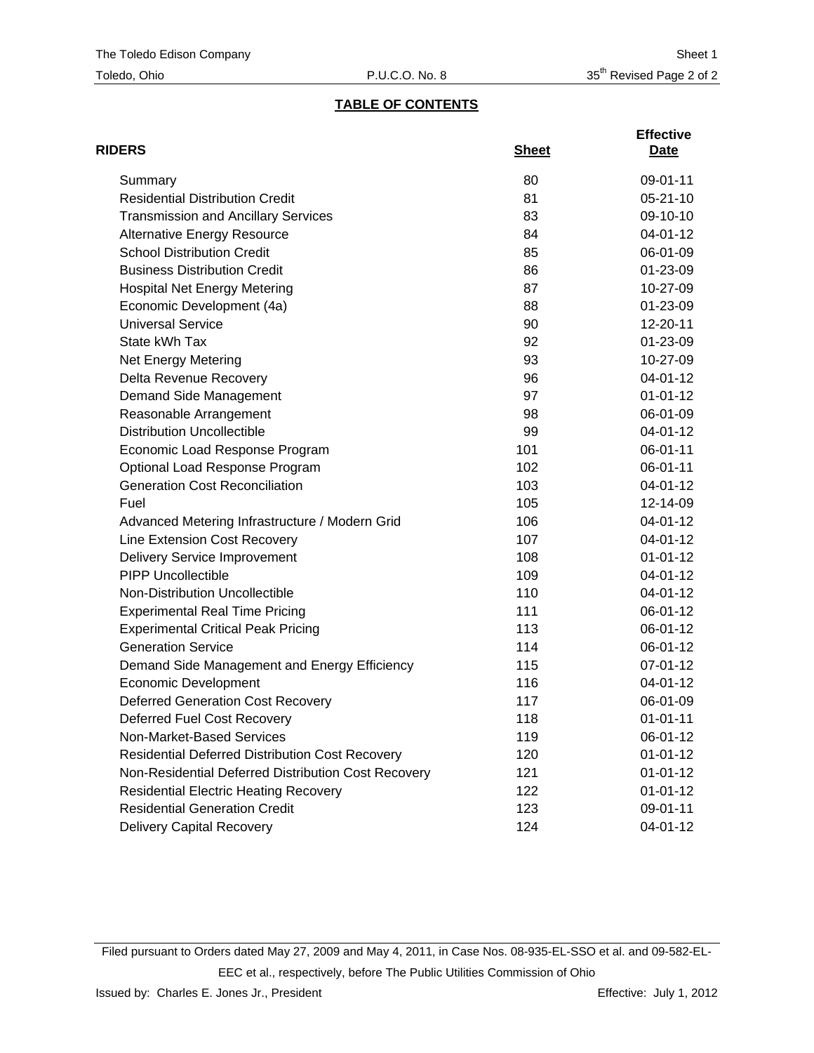The Toledo Edison Company Sheet 1
Toledo, Ohio P.U.C.O. No. 8 35th Revised Page 2 of 2

## TABLE OF CONTENTS

| RIDERS | Sheet | Effective Date |
|---|---|---|
| Summary | 80 | 09-01-11 |
| Residential Distribution Credit | 81 | 05-21-10 |
| Transmission and Ancillary Services | 83 | 09-10-10 |
| Alternative Energy Resource | 84 | 04-01-12 |
| School Distribution Credit | 85 | 06-01-09 |
| Business Distribution Credit | 86 | 01-23-09 |
| Hospital Net Energy Metering | 87 | 10-27-09 |
| Economic Development (4a) | 88 | 01-23-09 |
| Universal Service | 90 | 12-20-11 |
| State kWh Tax | 92 | 01-23-09 |
| Net Energy Metering | 93 | 10-27-09 |
| Delta Revenue Recovery | 96 | 04-01-12 |
| Demand Side Management | 97 | 01-01-12 |
| Reasonable Arrangement | 98 | 06-01-09 |
| Distribution Uncollectible | 99 | 04-01-12 |
| Economic Load Response Program | 101 | 06-01-11 |
| Optional Load Response Program | 102 | 06-01-11 |
| Generation Cost Reconciliation | 103 | 04-01-12 |
| Fuel | 105 | 12-14-09 |
| Advanced Metering Infrastructure / Modern Grid | 106 | 04-01-12 |
| Line Extension Cost Recovery | 107 | 04-01-12 |
| Delivery Service Improvement | 108 | 01-01-12 |
| PIPP Uncollectible | 109 | 04-01-12 |
| Non-Distribution Uncollectible | 110 | 04-01-12 |
| Experimental Real Time Pricing | 111 | 06-01-12 |
| Experimental Critical Peak Pricing | 113 | 06-01-12 |
| Generation Service | 114 | 06-01-12 |
| Demand Side Management and Energy Efficiency | 115 | 07-01-12 |
| Economic Development | 116 | 04-01-12 |
| Deferred Generation Cost Recovery | 117 | 06-01-09 |
| Deferred Fuel Cost Recovery | 118 | 01-01-11 |
| Non-Market-Based Services | 119 | 06-01-12 |
| Residential Deferred Distribution Cost Recovery | 120 | 01-01-12 |
| Non-Residential Deferred Distribution Cost Recovery | 121 | 01-01-12 |
| Residential Electric Heating Recovery | 122 | 01-01-12 |
| Residential Generation Credit | 123 | 09-01-11 |
| Delivery Capital Recovery | 124 | 04-01-12 |

Filed pursuant to Orders dated May 27, 2009 and May 4, 2011, in Case Nos. 08-935-EL-SSO et al. and 09-582-EL-EEC et al., respectively, before The Public Utilities Commission of Ohio

Issued by: Charles E. Jones Jr., President Effective: July 1, 2012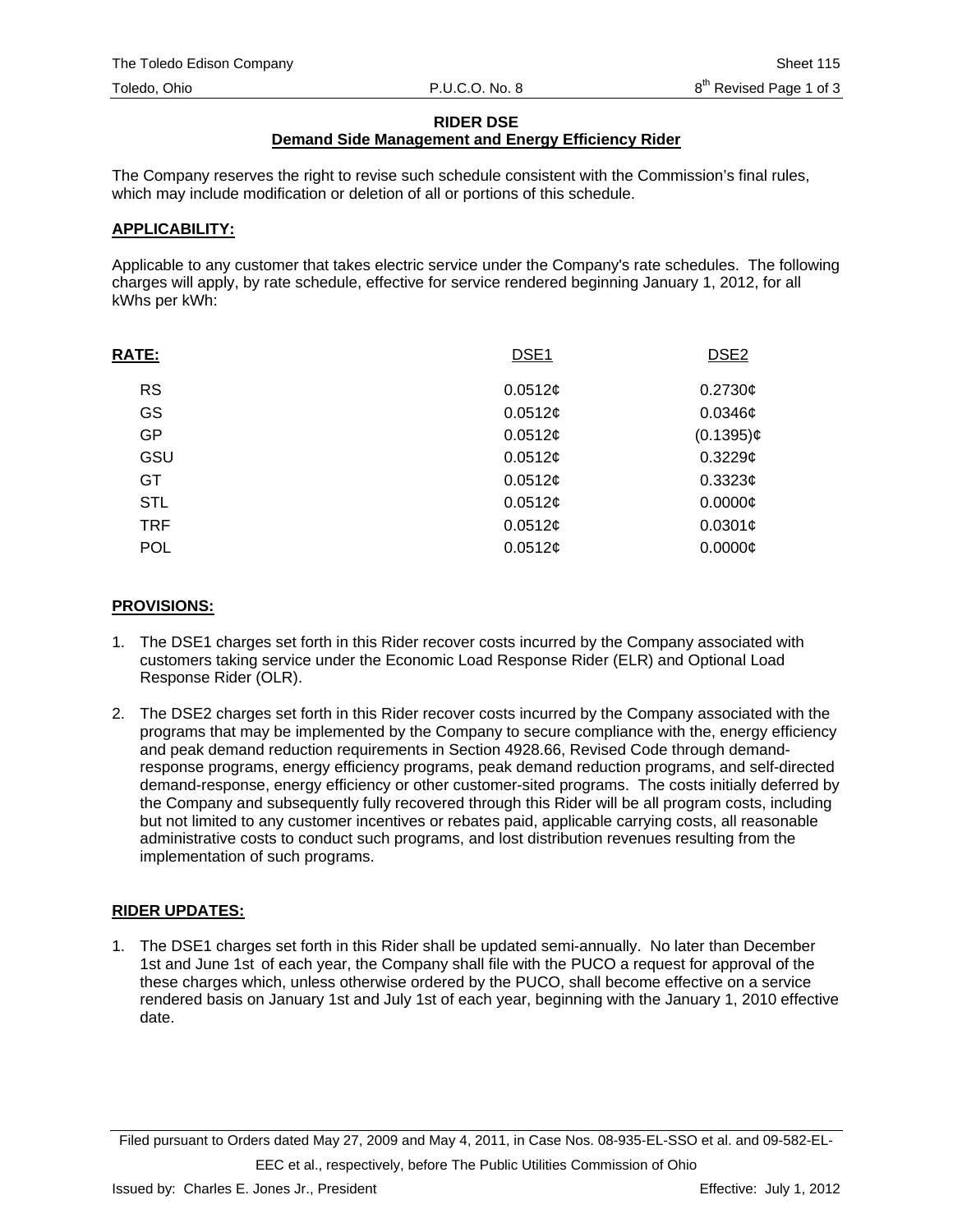# RIDER DSE
## Demand Side Management and Energy Efficiency Rider

The Company reserves the right to revise such schedule consistent with the Commission's final rules, which may include modification or deletion of all or portions of this schedule.

**APPLICABILITY:**

Applicable to any customer that takes electric service under the Company's rate schedules. The following charges will apply, by rate schedule, effective for service rendered beginning January 1, 2012, for all kWhs per kWh:

| RATE: | DSE1 | DSE2 |
|---|---|---|
| RS | 0.0512¢ | 0.2730¢ |
| GS | 0.0512¢ | 0.0346¢ |
| GP | 0.0512¢ | (0.1395)¢ |
| GSU | 0.0512¢ | 0.3229¢ |
| GT | 0.0512¢ | 0.3323¢ |
| STL | 0.0512¢ | 0.0000¢ |
| TRF | 0.0512¢ | 0.0301¢ |
| POL | 0.0512¢ | 0.0000¢ |

**PROVISIONS:**

1. The DSE1 charges set forth in this Rider recover costs incurred by the Company associated with customers taking service under the Economic Load Response Rider (ELR) and Optional Load Response Rider (OLR).
2. The DSE2 charges set forth in this Rider recover costs incurred by the Company associated with the programs that may be implemented by the Company to secure compliance with the, energy efficiency and peak demand reduction requirements in Section 4928.66, Revised Code through demand-response programs, energy efficiency programs, peak demand reduction programs, and self-directed demand-response, energy efficiency or other customer-sited programs. The costs initially deferred by the Company and subsequently fully recovered through this Rider will be all program costs, including but not limited to any customer incentives or rebates paid, applicable carrying costs, all reasonable administrative costs to conduct such programs, and lost distribution revenues resulting from the implementation of such programs.

**RIDER UPDATES:**

1. The DSE1 charges set forth in this Rider shall be updated semi-annually. No later than December 1st and June 1st of each year, the Company shall file with the PUCO a request for approval of the these charges which, unless otherwise ordered by the PUCO, shall become effective on a service rendered basis on January 1st and July 1st of each year, beginning with the January 1, 2010 effective date.

Filed pursuant to Orders dated May 27, 2009 and May 4, 2011, in Case Nos. 08-935-EL-SSO et al. and 09-582-EL-EEC et al., respectively, before The Public Utilities Commission of Ohio

Issued by: Charles E. Jones Jr., President

Effective: July 1, 2012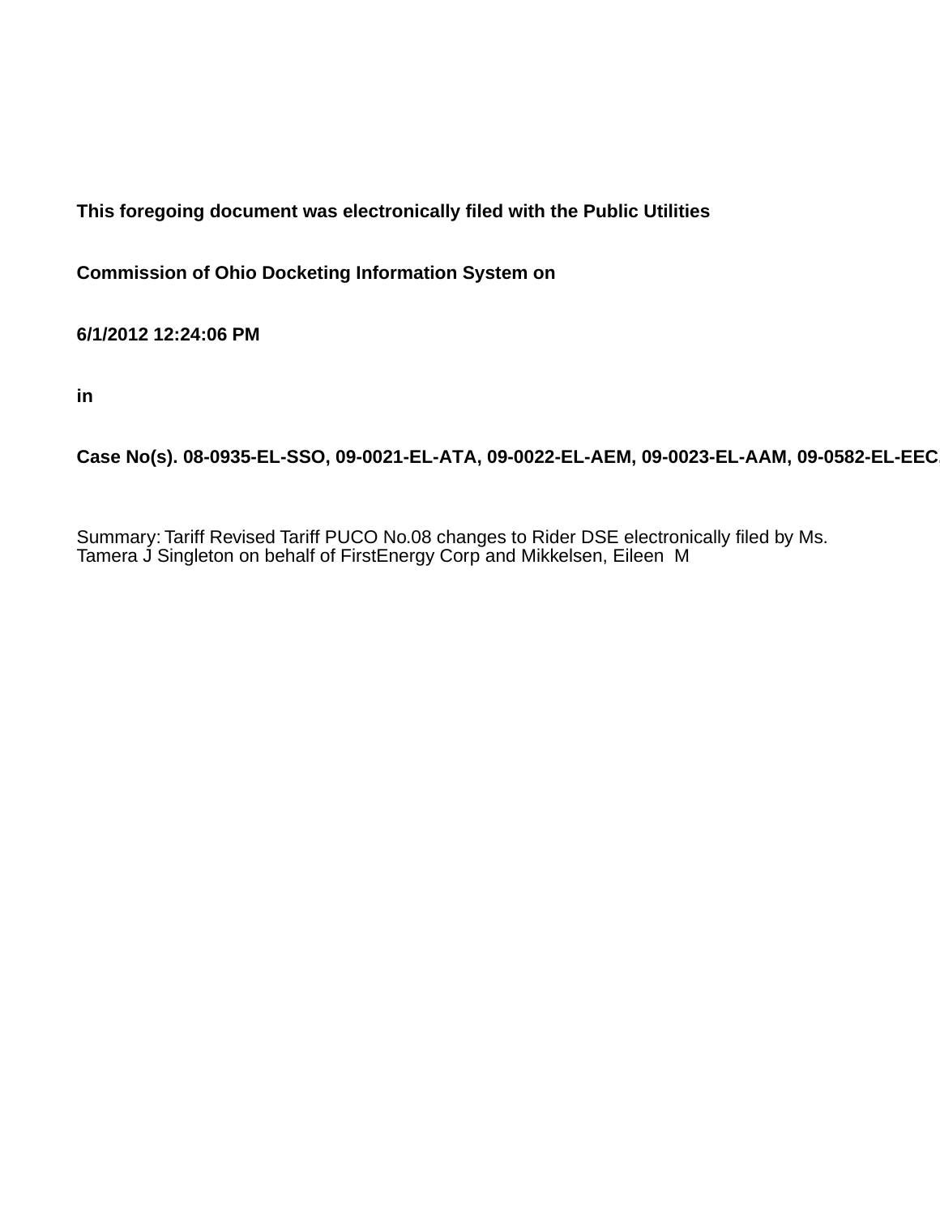**This foregoing document was electronically filed with the Public Utilities**

**Commission of Ohio Docketing Information System on**

**6/1/2012 12:24:06 PM**

**in**

**Case No(s). 08-0935-EL-SSO, 09-0021-EL-ATA, 09-0022-EL-AEM, 09-0023-EL-AAM, 09-0582-EL-EEC**

Summary: Tariff Revised Tariff PUCO No.08 changes to Rider DSE electronically filed by Ms. Tamera J Singleton on behalf of FirstEnergy Corp and Mikkelsen, Eileen M